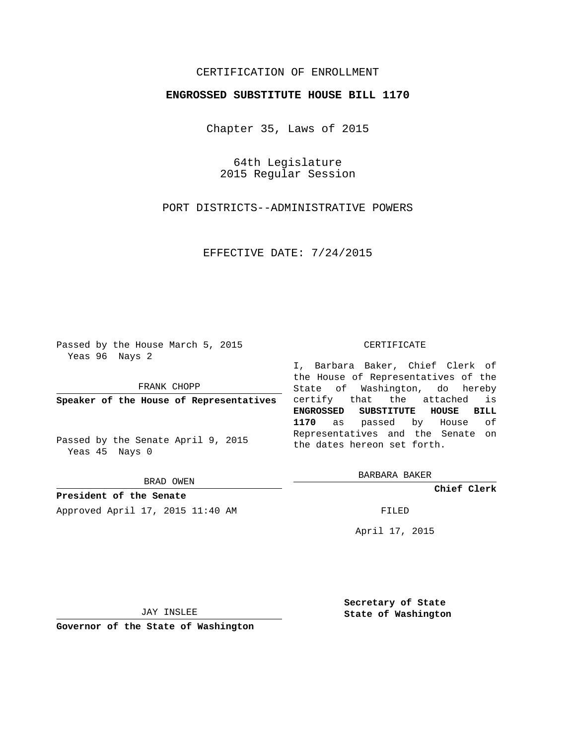CERTIFICATION OF ENROLLMENT

**ENGROSSED SUBSTITUTE HOUSE BILL 1170**

Chapter 35, Laws of 2015

64th Legislature
2015 Regular Session

PORT DISTRICTS--ADMINISTRATIVE POWERS

EFFECTIVE DATE: 7/24/2015

Passed by the House March 5, 2015
Yeas 96 Nays 2

FRANK CHOPP

**Speaker of the House of Representatives**

Passed by the Senate April 9, 2015
Yeas 45 Nays 0

BRAD OWEN

**President of the Senate**

Approved April 17, 2015 11:40 AM

JAY INSLEE

**Governor of the State of Washington**

CERTIFICATE

I, Barbara Baker, Chief Clerk of the House of Representatives of the State of Washington, do hereby certify that the attached is **ENGROSSED SUBSTITUTE HOUSE BILL 1170** as passed by House of Representatives and the Senate on the dates hereon set forth.

BARBARA BAKER

**Chief Clerk**

FILED

April 17, 2015

**Secretary of State**
**State of Washington**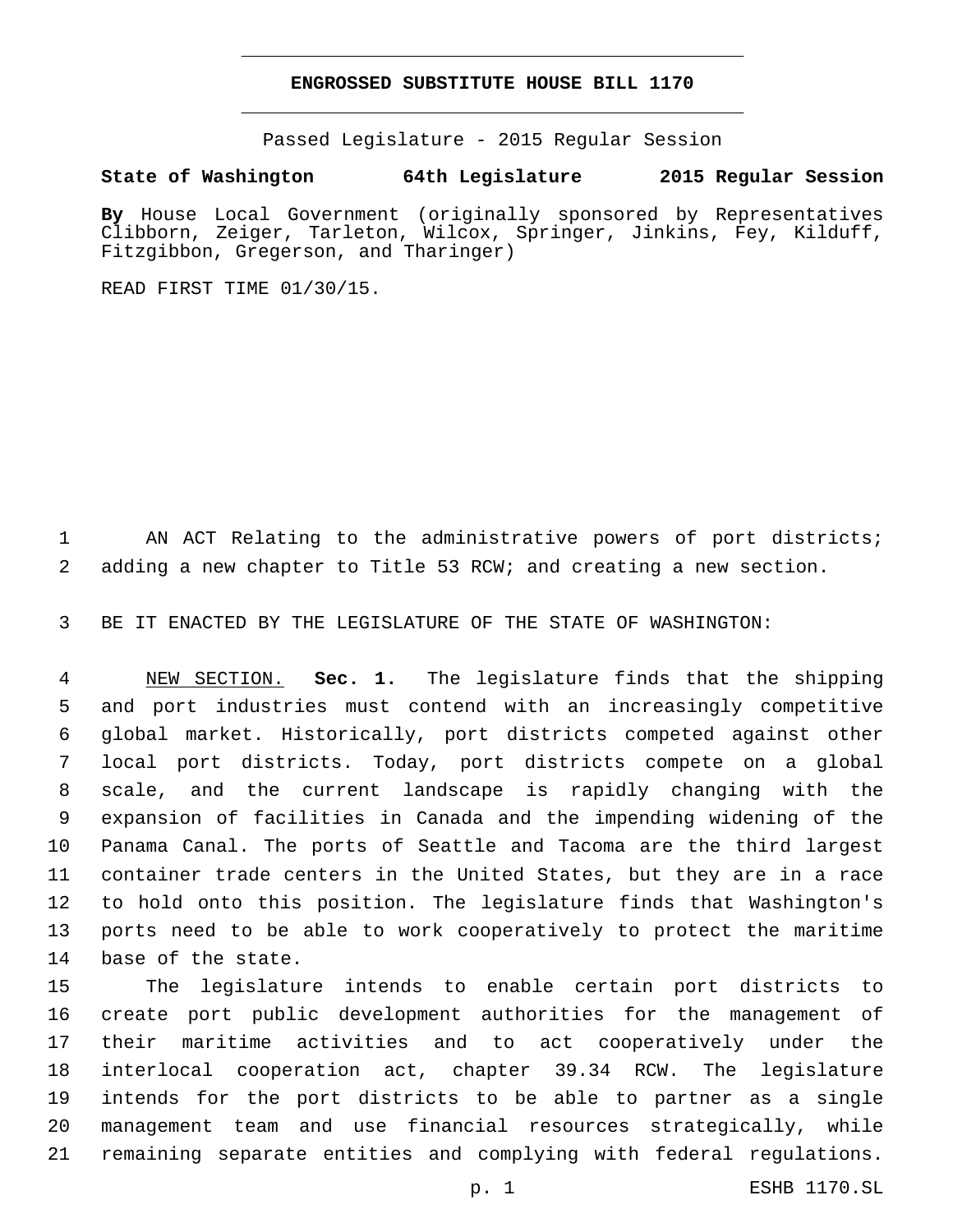# ENGROSSED SUBSTITUTE HOUSE BILL 1170

Passed Legislature - 2015 Regular Session

**State of Washington 64th Legislature 2015 Regular Session**

**By** House Local Government (originally sponsored by Representatives Clibborn, Zeiger, Tarleton, Wilcox, Springer, Jinkins, Fey, Kilduff, Fitzgibbon, Gregerson, and Tharinger)

READ FIRST TIME 01/30/15.

AN ACT Relating to the administrative powers of port districts; adding a new chapter to Title 53 RCW; and creating a new section.

BE IT ENACTED BY THE LEGISLATURE OF THE STATE OF WASHINGTON:

NEW SECTION. **Sec. 1.** The legislature finds that the shipping and port industries must contend with an increasingly competitive global market. Historically, port districts competed against other local port districts. Today, port districts compete on a global scale, and the current landscape is rapidly changing with the expansion of facilities in Canada and the impending widening of the Panama Canal. The ports of Seattle and Tacoma are the third largest container trade centers in the United States, but they are in a race to hold onto this position. The legislature finds that Washington's ports need to be able to work cooperatively to protect the maritime base of the state.

The legislature intends to enable certain port districts to create port public development authorities for the management of their maritime activities and to act cooperatively under the interlocal cooperation act, chapter 39.34 RCW. The legislature intends for the port districts to be able to partner as a single management team and use financial resources strategically, while remaining separate entities and complying with federal regulations.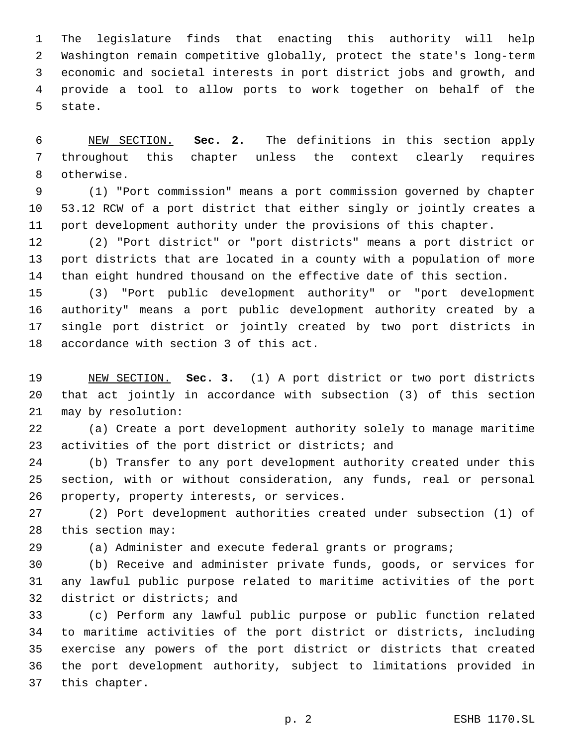The legislature finds that enacting this authority will help Washington remain competitive globally, protect the state's long-term economic and societal interests in port district jobs and growth, and provide a tool to allow ports to work together on behalf of the state.

NEW SECTION. **Sec. 2.** The definitions in this section apply throughout this chapter unless the context clearly requires otherwise.

(1) "Port commission" means a port commission governed by chapter 53.12 RCW of a port district that either singly or jointly creates a port development authority under the provisions of this chapter.

(2) "Port district" or "port districts" means a port district or port districts that are located in a county with a population of more than eight hundred thousand on the effective date of this section.

(3) "Port public development authority" or "port development authority" means a port public development authority created by a single port district or jointly created by two port districts in accordance with section 3 of this act.

NEW SECTION. **Sec. 3.** (1) A port district or two port districts that act jointly in accordance with subsection (3) of this section may by resolution:

(a) Create a port development authority solely to manage maritime activities of the port district or districts; and

(b) Transfer to any port development authority created under this section, with or without consideration, any funds, real or personal property, property interests, or services.

(2) Port development authorities created under subsection (1) of this section may:

(a) Administer and execute federal grants or programs;

(b) Receive and administer private funds, goods, or services for any lawful public purpose related to maritime activities of the port district or districts; and

(c) Perform any lawful public purpose or public function related to maritime activities of the port district or districts, including exercise any powers of the port district or districts that created the port development authority, subject to limitations provided in this chapter.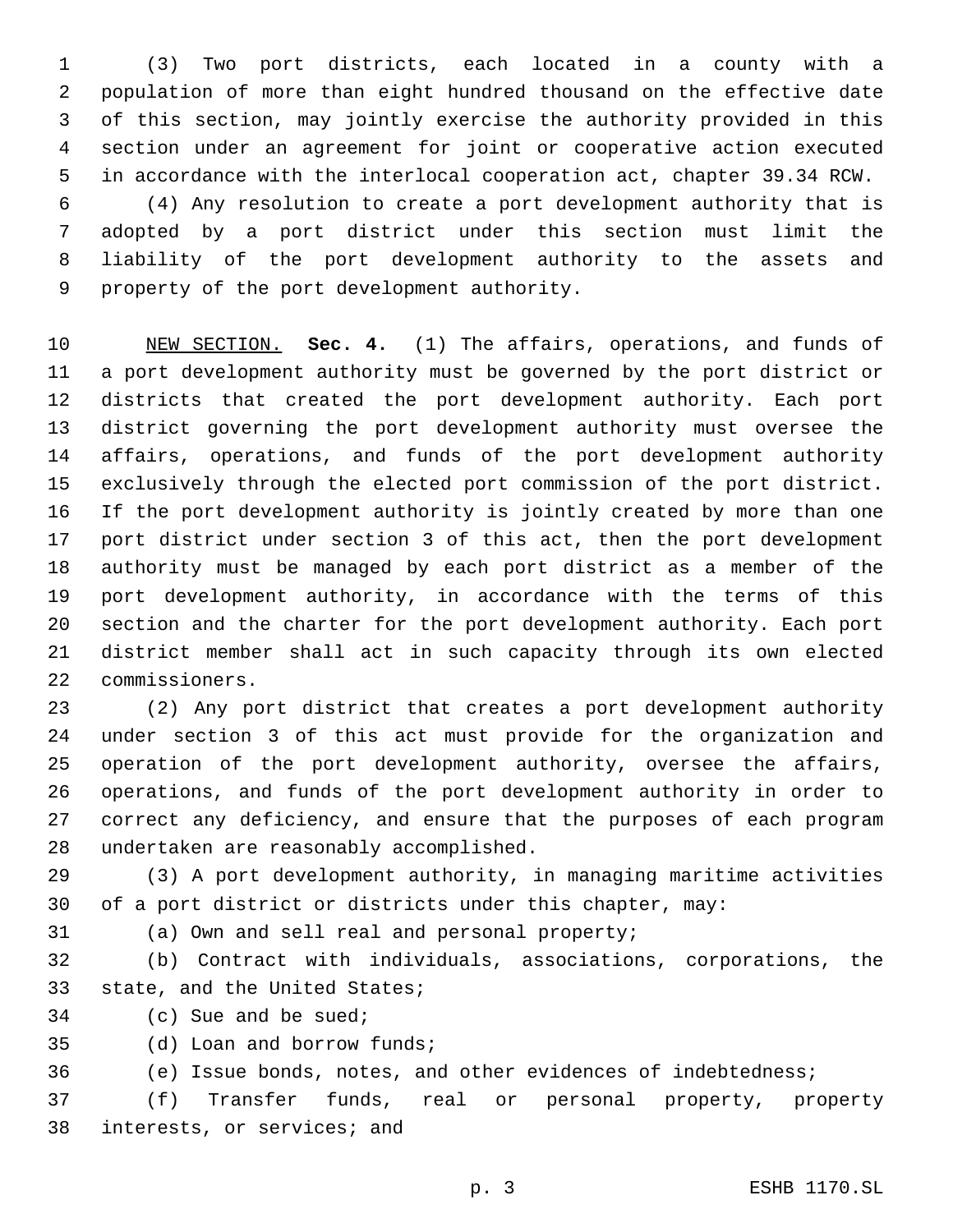(3) Two port districts, each located in a county with a population of more than eight hundred thousand on the effective date of this section, may jointly exercise the authority provided in this section under an agreement for joint or cooperative action executed in accordance with the interlocal cooperation act, chapter 39.34 RCW.

(4) Any resolution to create a port development authority that is adopted by a port district under this section must limit the liability of the port development authority to the assets and property of the port development authority.

NEW SECTION. **Sec. 4.** (1) The affairs, operations, and funds of a port development authority must be governed by the port district or districts that created the port development authority. Each port district governing the port development authority must oversee the affairs, operations, and funds of the port development authority exclusively through the elected port commission of the port district. If the port development authority is jointly created by more than one port district under section 3 of this act, then the port development authority must be managed by each port district as a member of the port development authority, in accordance with the terms of this section and the charter for the port development authority. Each port district member shall act in such capacity through its own elected commissioners.

(2) Any port district that creates a port development authority under section 3 of this act must provide for the organization and operation of the port development authority, oversee the affairs, operations, and funds of the port development authority in order to correct any deficiency, and ensure that the purposes of each program undertaken are reasonably accomplished.

(3) A port development authority, in managing maritime activities of a port district or districts under this chapter, may:

(a) Own and sell real and personal property;

(b) Contract with individuals, associations, corporations, the state, and the United States;

(c) Sue and be sued;

(d) Loan and borrow funds;

(e) Issue bonds, notes, and other evidences of indebtedness;

(f) Transfer funds, real or personal property, property interests, or services; and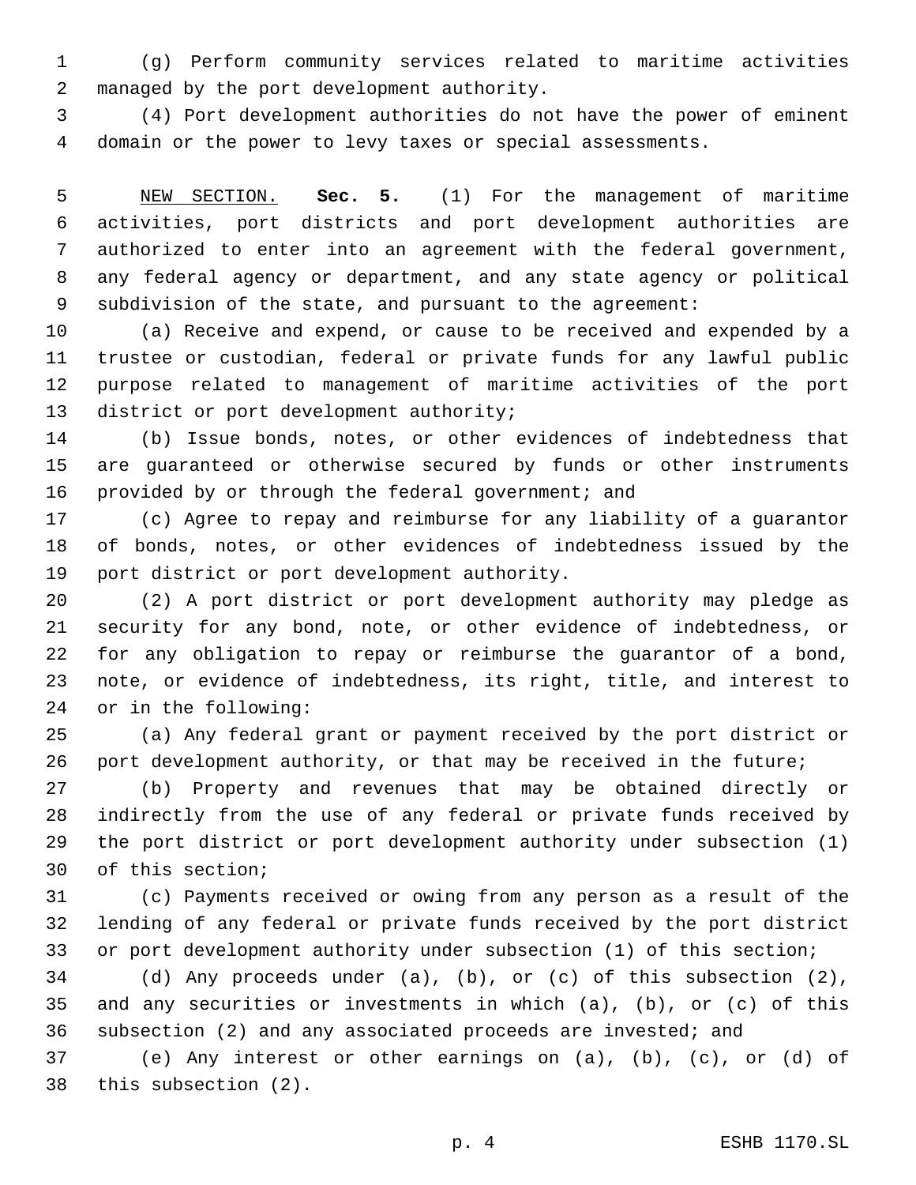(g) Perform community services related to maritime activities managed by the port development authority.

(4) Port development authorities do not have the power of eminent domain or the power to levy taxes or special assessments.

NEW SECTION. **Sec. 5.** (1) For the management of maritime activities, port districts and port development authorities are authorized to enter into an agreement with the federal government, any federal agency or department, and any state agency or political subdivision of the state, and pursuant to the agreement:

(a) Receive and expend, or cause to be received and expended by a trustee or custodian, federal or private funds for any lawful public purpose related to management of maritime activities of the port district or port development authority;

(b) Issue bonds, notes, or other evidences of indebtedness that are guaranteed or otherwise secured by funds or other instruments provided by or through the federal government; and

(c) Agree to repay and reimburse for any liability of a guarantor of bonds, notes, or other evidences of indebtedness issued by the port district or port development authority.

(2) A port district or port development authority may pledge as security for any bond, note, or other evidence of indebtedness, or for any obligation to repay or reimburse the guarantor of a bond, note, or evidence of indebtedness, its right, title, and interest to or in the following:

(a) Any federal grant or payment received by the port district or port development authority, or that may be received in the future;

(b) Property and revenues that may be obtained directly or indirectly from the use of any federal or private funds received by the port district or port development authority under subsection (1) of this section;

(c) Payments received or owing from any person as a result of the lending of any federal or private funds received by the port district or port development authority under subsection (1) of this section;

(d) Any proceeds under (a), (b), or (c) of this subsection (2), and any securities or investments in which (a), (b), or (c) of this subsection (2) and any associated proceeds are invested; and

(e) Any interest or other earnings on (a), (b), (c), or (d) of this subsection (2).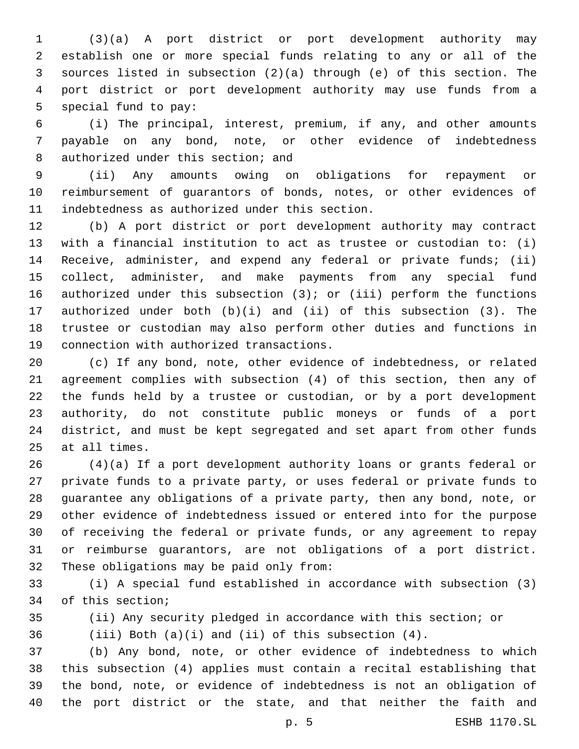(3)(a) A port district or port development authority may establish one or more special funds relating to any or all of the sources listed in subsection (2)(a) through (e) of this section. The port district or port development authority may use funds from a special fund to pay:

(i) The principal, interest, premium, if any, and other amounts payable on any bond, note, or other evidence of indebtedness authorized under this section; and

(ii) Any amounts owing on obligations for repayment or reimbursement of guarantors of bonds, notes, or other evidences of indebtedness as authorized under this section.

(b) A port district or port development authority may contract with a financial institution to act as trustee or custodian to: (i) Receive, administer, and expend any federal or private funds; (ii) collect, administer, and make payments from any special fund authorized under this subsection (3); or (iii) perform the functions authorized under both (b)(i) and (ii) of this subsection (3). The trustee or custodian may also perform other duties and functions in connection with authorized transactions.

(c) If any bond, note, other evidence of indebtedness, or related agreement complies with subsection (4) of this section, then any of the funds held by a trustee or custodian, or by a port development authority, do not constitute public moneys or funds of a port district, and must be kept segregated and set apart from other funds at all times.

(4)(a) If a port development authority loans or grants federal or private funds to a private party, or uses federal or private funds to guarantee any obligations of a private party, then any bond, note, or other evidence of indebtedness issued or entered into for the purpose of receiving the federal or private funds, or any agreement to repay or reimburse guarantors, are not obligations of a port district. These obligations may be paid only from:

(i) A special fund established in accordance with subsection (3) of this section;

(ii) Any security pledged in accordance with this section; or

(iii) Both (a)(i) and (ii) of this subsection (4).

(b) Any bond, note, or other evidence of indebtedness to which this subsection (4) applies must contain a recital establishing that the bond, note, or evidence of indebtedness is not an obligation of the port district or the state, and that neither the faith and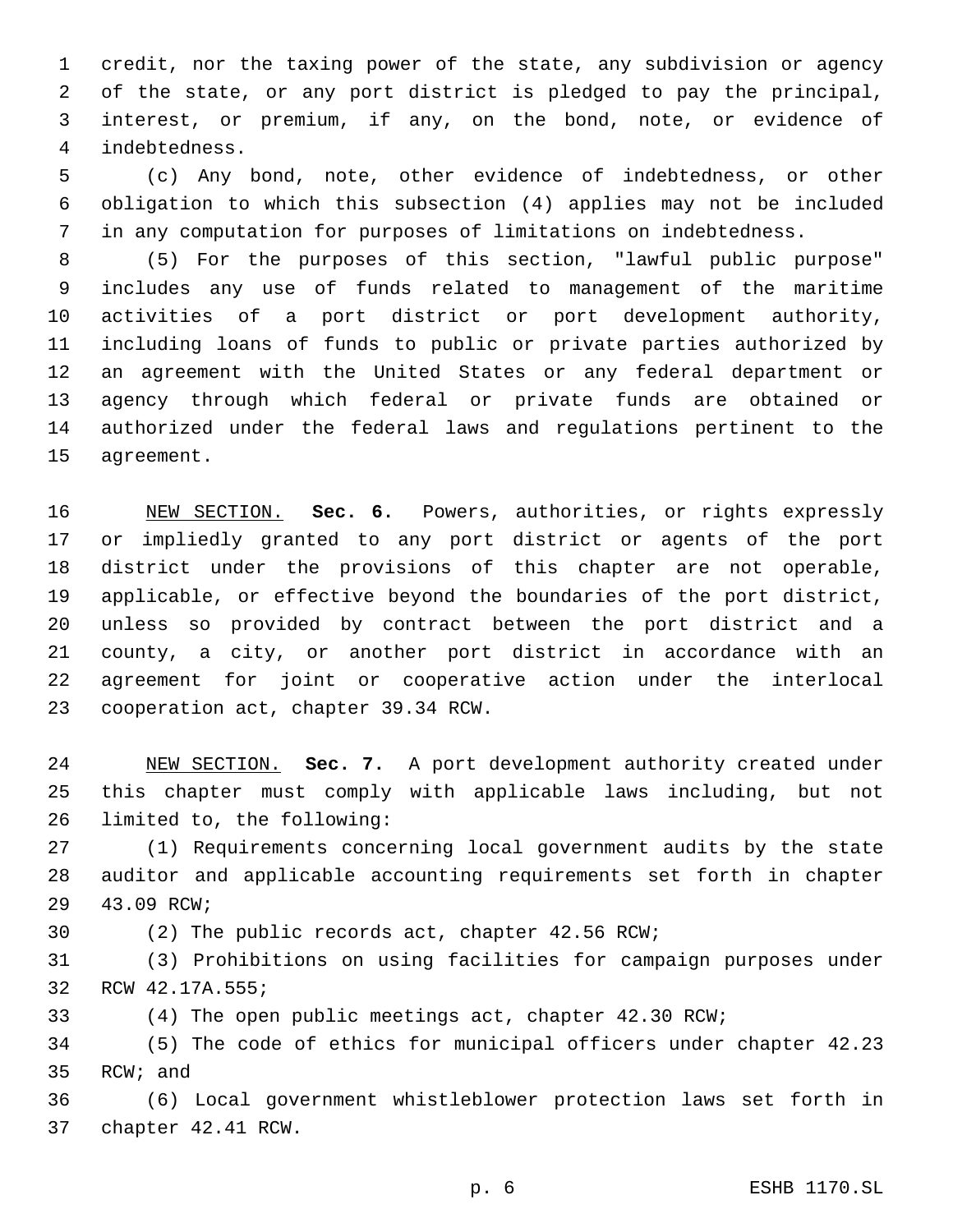credit, nor the taxing power of the state, any subdivision or agency of the state, or any port district is pledged to pay the principal, interest, or premium, if any, on the bond, note, or evidence of indebtedness.

(c) Any bond, note, other evidence of indebtedness, or other obligation to which this subsection (4) applies may not be included in any computation for purposes of limitations on indebtedness.

(5) For the purposes of this section, "lawful public purpose" includes any use of funds related to management of the maritime activities of a port district or port development authority, including loans of funds to public or private parties authorized by an agreement with the United States or any federal department or agency through which federal or private funds are obtained or authorized under the federal laws and regulations pertinent to the agreement.

NEW SECTION. **Sec. 6.** Powers, authorities, or rights expressly or impliedly granted to any port district or agents of the port district under the provisions of this chapter are not operable, applicable, or effective beyond the boundaries of the port district, unless so provided by contract between the port district and a county, a city, or another port district in accordance with an agreement for joint or cooperative action under the interlocal cooperation act, chapter 39.34 RCW.

NEW SECTION. **Sec. 7.** A port development authority created under this chapter must comply with applicable laws including, but not limited to, the following:

(1) Requirements concerning local government audits by the state auditor and applicable accounting requirements set forth in chapter 43.09 RCW;

(2) The public records act, chapter 42.56 RCW;

(3) Prohibitions on using facilities for campaign purposes under RCW 42.17A.555;

(4) The open public meetings act, chapter 42.30 RCW;

(5) The code of ethics for municipal officers under chapter 42.23 RCW; and

(6) Local government whistleblower protection laws set forth in chapter 42.41 RCW.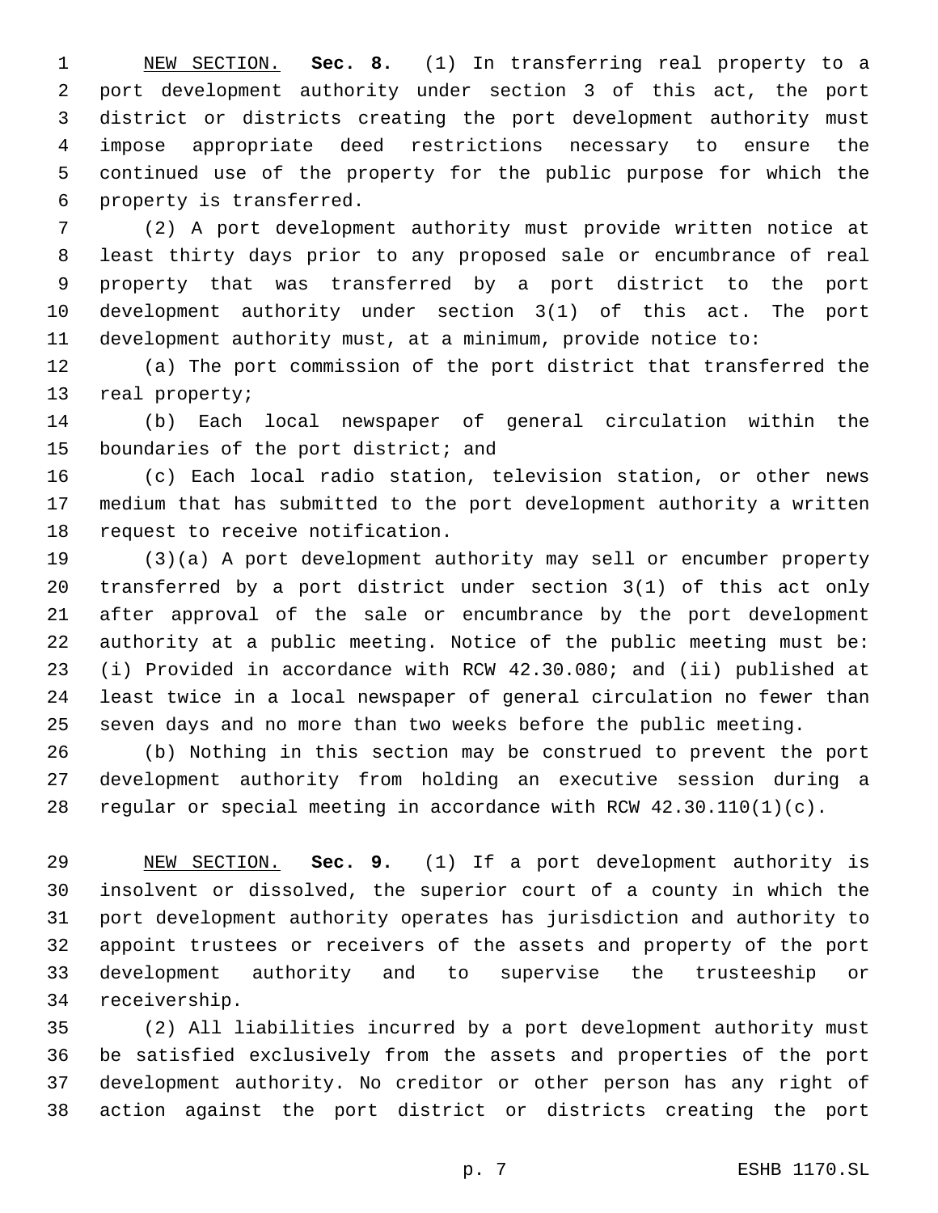NEW SECTION. **Sec. 8.** (1) In transferring real property to a port development authority under section 3 of this act, the port district or districts creating the port development authority must impose appropriate deed restrictions necessary to ensure the continued use of the property for the public purpose for which the property is transferred.

(2) A port development authority must provide written notice at least thirty days prior to any proposed sale or encumbrance of real property that was transferred by a port district to the port development authority under section 3(1) of this act. The port development authority must, at a minimum, provide notice to:

(a) The port commission of the port district that transferred the real property;

(b) Each local newspaper of general circulation within the boundaries of the port district; and

(c) Each local radio station, television station, or other news medium that has submitted to the port development authority a written request to receive notification.

(3)(a) A port development authority may sell or encumber property transferred by a port district under section 3(1) of this act only after approval of the sale or encumbrance by the port development authority at a public meeting. Notice of the public meeting must be: (i) Provided in accordance with RCW 42.30.080; and (ii) published at least twice in a local newspaper of general circulation no fewer than seven days and no more than two weeks before the public meeting.

(b) Nothing in this section may be construed to prevent the port development authority from holding an executive session during a regular or special meeting in accordance with RCW 42.30.110(1)(c).

NEW SECTION. **Sec. 9.** (1) If a port development authority is insolvent or dissolved, the superior court of a county in which the port development authority operates has jurisdiction and authority to appoint trustees or receivers of the assets and property of the port development authority and to supervise the trusteeship or receivership.

(2) All liabilities incurred by a port development authority must be satisfied exclusively from the assets and properties of the port development authority. No creditor or other person has any right of action against the port district or districts creating the port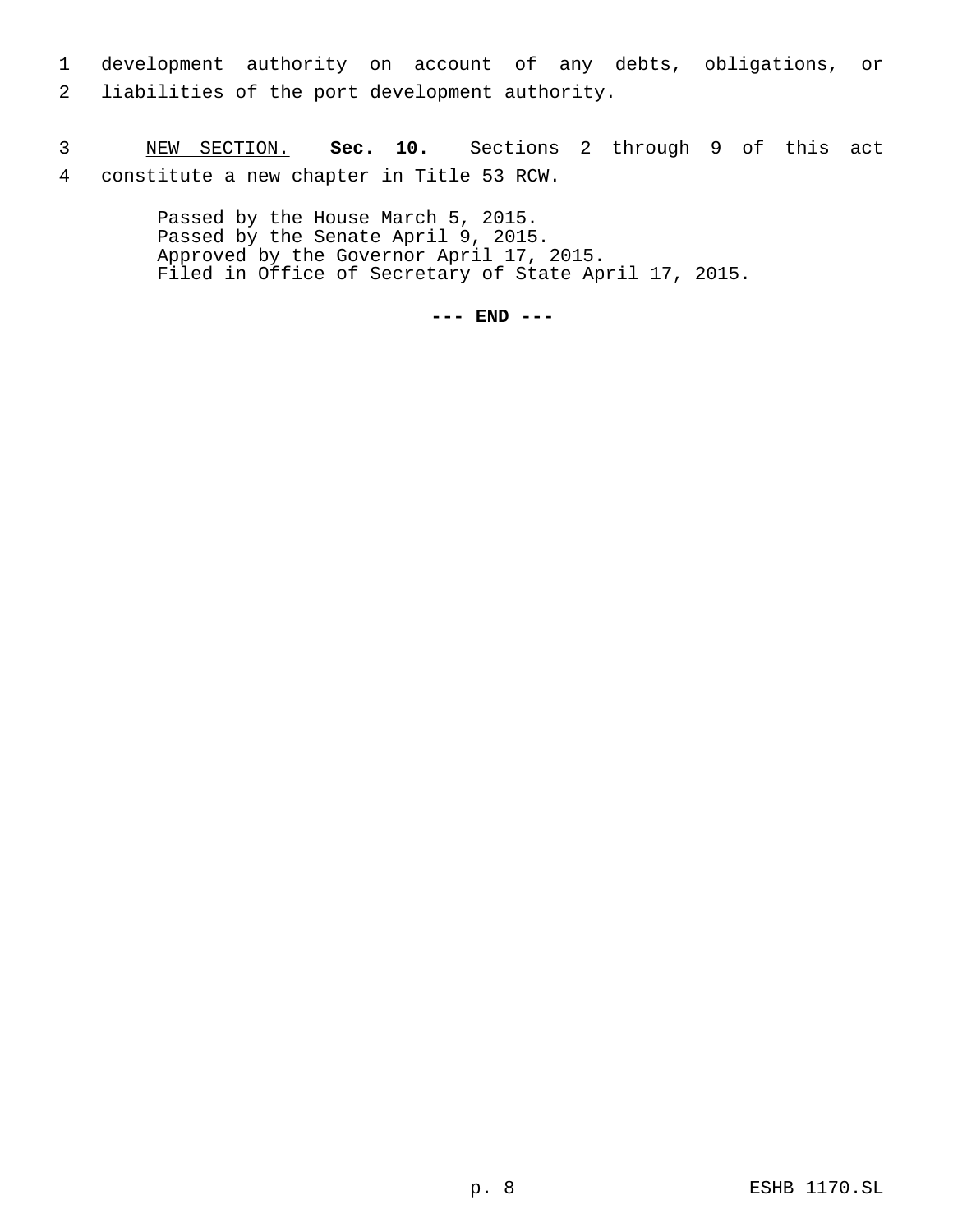development authority on account of any debts, obligations, or liabilities of the port development authority.

NEW SECTION. **Sec. 10.** Sections 2 through 9 of this act constitute a new chapter in Title 53 RCW.

Passed by the House March 5, 2015.
Passed by the Senate April 9, 2015.
Approved by the Governor April 17, 2015.
Filed in Office of Secretary of State April 17, 2015.

**--- END ---**